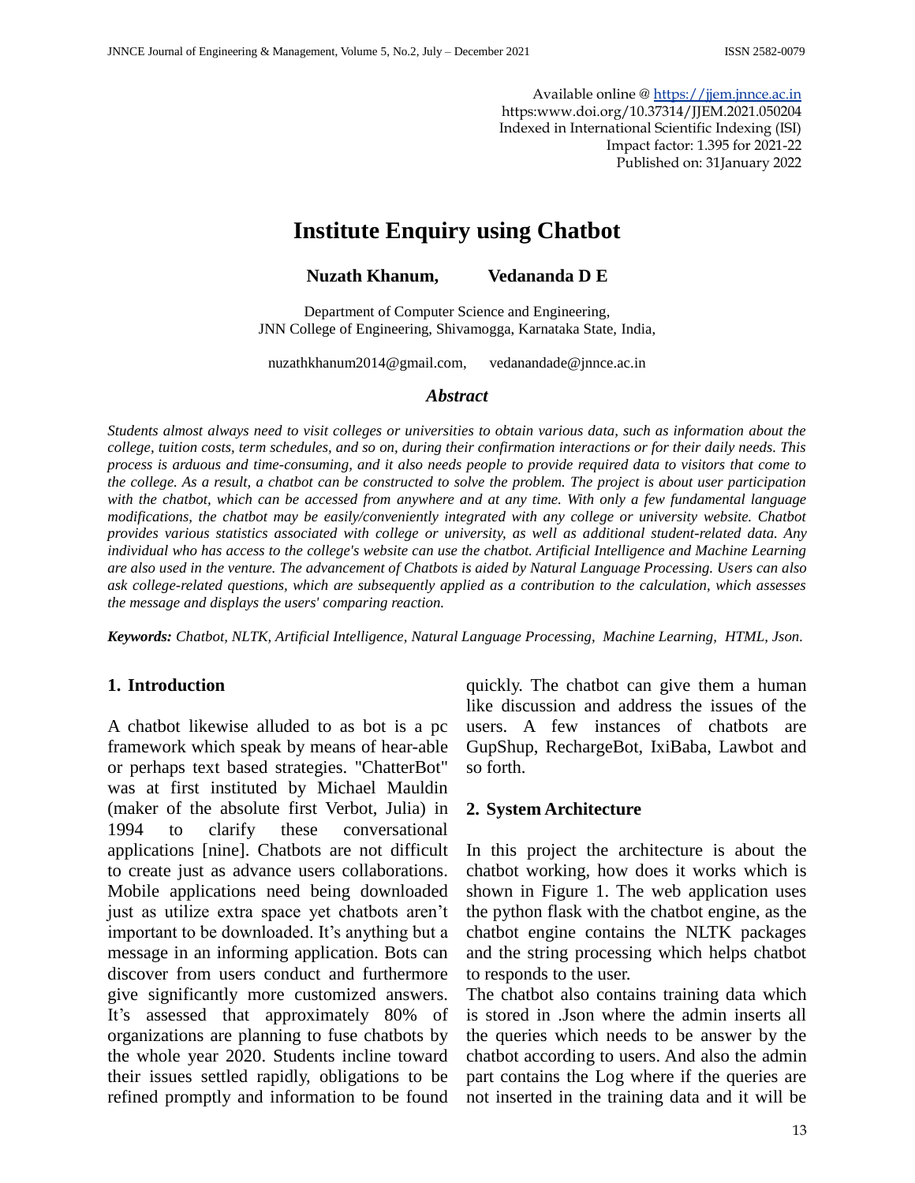Available online @ https://jjem.jnnce.ac.in
https:www.doi.org/10.37314/JJEM.2021.050204
Indexed in International Scientific Indexing (ISI)
Impact factor: 1.395 for 2021-22
Published on: 31January 2022

# Institute Enquiry using Chatbot

**Nuzath Khanum, Vedananda D E**

Department of Computer Science and Engineering,
JNN College of Engineering, Shivamogga, Karnataka State, India,

nuzathkhanum2014@gmail.com, vedanandade@jnnce.ac.in

### *Abstract*

*Students almost always need to visit colleges or universities to obtain various data, such as information about the college, tuition costs, term schedules, and so on, during their confirmation interactions or for their daily needs. This process is arduous and time-consuming, and it also needs people to provide required data to visitors that come to the college. As a result, a chatbot can be constructed to solve the problem. The project is about user participation with the chatbot, which can be accessed from anywhere and at any time. With only a few fundamental language modifications, the chatbot may be easily/conveniently integrated with any college or university website. Chatbot provides various statistics associated with college or university, as well as additional student-related data. Any individual who has access to the college's website can use the chatbot. Artificial Intelligence and Machine Learning are also used in the venture. The advancement of Chatbots is aided by Natural Language Processing. Users can also ask college-related questions, which are subsequently applied as a contribution to the calculation, which assesses the message and displays the users' comparing reaction.*

***Keywords:*** *Chatbot, NLTK, Artificial Intelligence, Natural Language Processing, Machine Learning, HTML, Json.*

## 1. Introduction

A chatbot likewise alluded to as bot is a pc framework which speak by means of hear-able or perhaps text based strategies. "ChatterBot" was at first instituted by Michael Mauldin (maker of the absolute first Verbot, Julia) in 1994 to clarify these conversational applications [nine]. Chatbots are not difficult to create just as advance users collaborations. Mobile applications need being downloaded just as utilize extra space yet chatbots aren't important to be downloaded. It's anything but a message in an informing application. Bots can discover from users conduct and furthermore give significantly more customized answers. It's assessed that approximately 80% of organizations are planning to fuse chatbots by the whole year 2020. Students incline toward their issues settled rapidly, obligations to be refined promptly and information to be found quickly. The chatbot can give them a human like discussion and address the issues of the users. A few instances of chatbots are GupShup, RechargeBot, IxiBaba, Lawbot and so forth.

## 2. System Architecture

In this project the architecture is about the chatbot working, how does it works which is shown in Figure 1. The web application uses the python flask with the chatbot engine, as the chatbot engine contains the NLTK packages and the string processing which helps chatbot to responds to the user.

The chatbot also contains training data which is stored in .Json where the admin inserts all the queries which needs to be answer by the chatbot according to users. And also the admin part contains the Log where if the queries are not inserted in the training data and it will be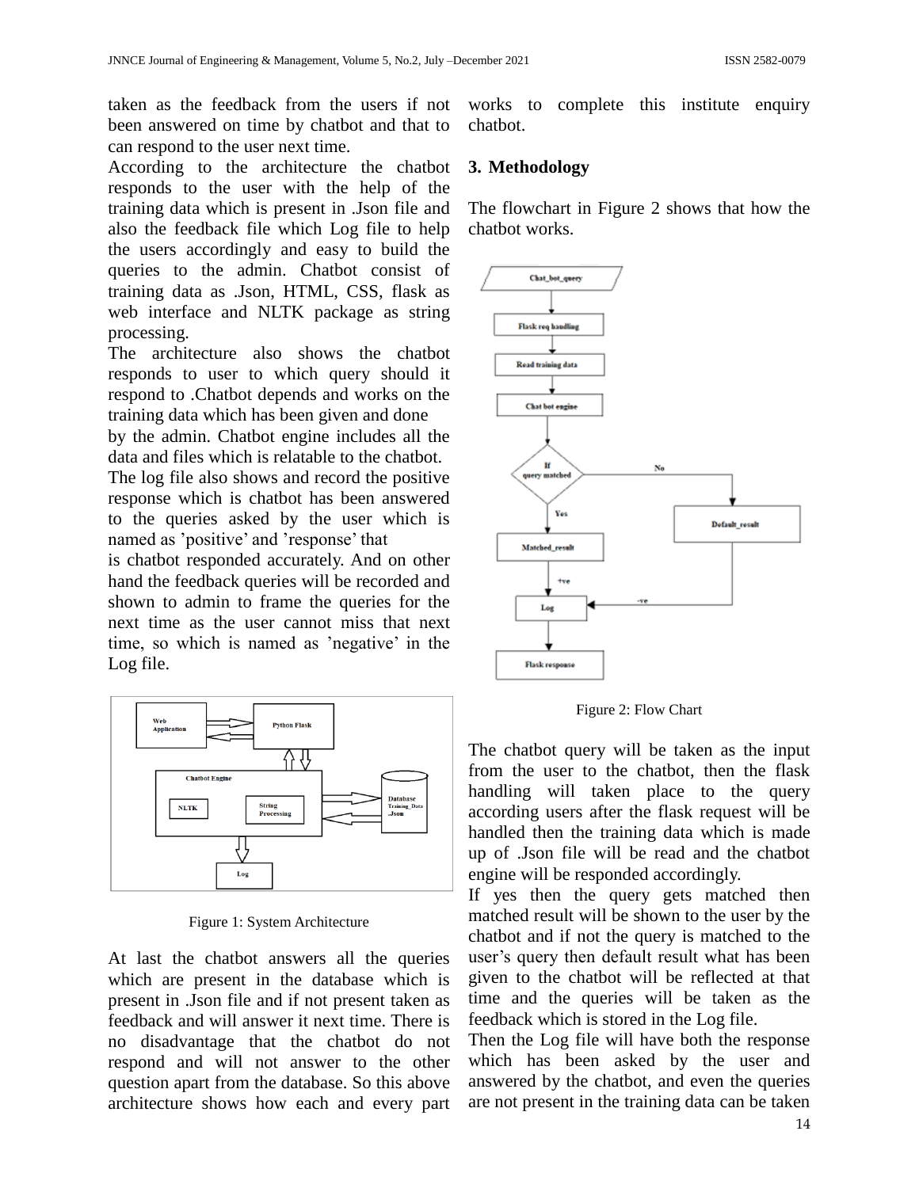taken as the feedback from the users if not been answered on time by chatbot and that to can respond to the user next time.

According to the architecture the chatbot responds to the user with the help of the training data which is present in .Json file and also the feedback file which Log file to help the users accordingly and easy to build the queries to the admin. Chatbot consist of training data as .Json, HTML, CSS, flask as web interface and NLTK package as string processing.

The architecture also shows the chatbot responds to user to which query should it respond to .Chatbot depends and works on the training data which has been given and done by the admin. Chatbot engine includes all the data and files which is relatable to the chatbot.

The log file also shows and record the positive response which is chatbot has been answered to the queries asked by the user which is named as 'positive' and 'response' that is chatbot responded accurately. And on other hand the feedback queries will be recorded and shown to admin to frame the queries for the next time as the user cannot miss that next time, so which is named as 'negative' in the Log file.

Figure 1: System Architecture

At last the chatbot answers all the queries which are present in the database which is present in .Json file and if not present taken as feedback and will answer it next time. There is no disadvantage that the chatbot do not respond and will not answer to the other question apart from the database. So this above architecture shows how each and every part works to complete this institute enquiry chatbot.

## 3. Methodology

The flowchart in Figure 2 shows that how the chatbot works.

Figure 2: Flow Chart

The chatbot query will be taken as the input from the user to the chatbot, then the flask handling will taken place to the query according users after the flask request will be handled then the training data which is made up of .Json file will be read and the chatbot engine will be responded accordingly.

If yes then the query gets matched then matched result will be shown to the user by the chatbot and if not the query is matched to the user's query then default result what has been given to the chatbot will be reflected at that time and the queries will be taken as the feedback which is stored in the Log file.

Then the Log file will have both the response which has been asked by the user and answered by the chatbot, and even the queries are not present in the training data can be taken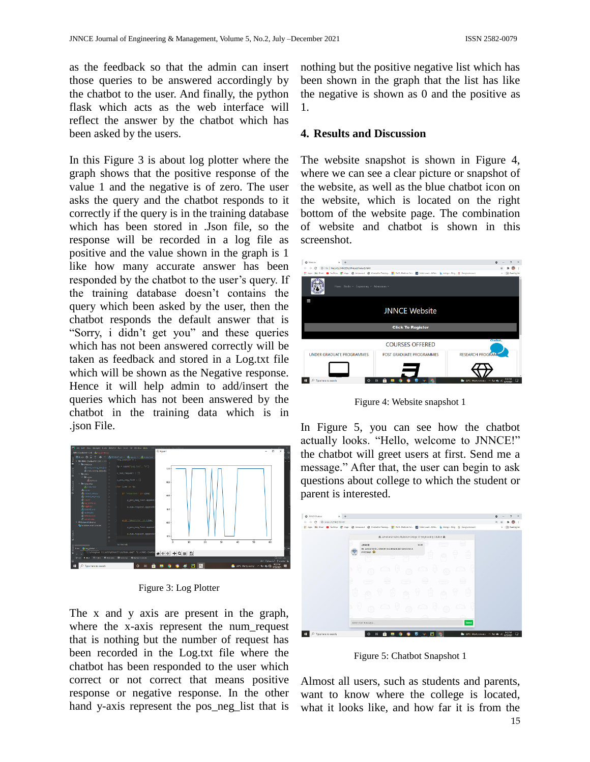as the feedback so that the admin can insert those queries to be answered accordingly by the chatbot to the user. And finally, the python flask which acts as the web interface will reflect the answer by the chatbot which has been asked by the users.

In this Figure 3 is about log plotter where the graph shows that the positive response of the value 1 and the negative is of zero. The user asks the query and the chatbot responds to it correctly if the query is in the training database which has been stored in .Json file, so the response will be recorded in a log file as positive and the value shown in the graph is 1 like how many accurate answer has been responded by the chatbot to the user's query. If the training database doesn't contains the query which been asked by the user, then the chatbot responds the default answer that is "Sorry, i didn't get you" and these queries which has not been answered correctly will be taken as feedback and stored in a Log.txt file which will be shown as the Negative response. Hence it will help admin to add/insert the queries which has not been answered by the chatbot in the training data which is in .json File.

Figure 3: Log Plotter

The x and y axis are present in the graph, where the x-axis represent the num_request that is nothing but the number of request has been recorded in the Log.txt file where the chatbot has been responded to the user which correct or not correct that means positive response or negative response. In the other hand y-axis represent the pos_neg_list that is nothing but the positive negative list which has been shown in the graph that the list has like the negative is shown as 0 and the positive as 1.

## 4. Results and Discussion

The website snapshot is shown in Figure 4, where we can see a clear picture or snapshot of the website, as well as the blue chatbot icon on the website, which is located on the right bottom of the website page. The combination of website and chatbot is shown in this screenshot.

Figure 4: Website snapshot 1

In Figure 5, you can see how the chatbot actually looks. "Hello, welcome to JNNCE!" the chatbot will greet users at first. Send me a message." After that, the user can begin to ask questions about college to which the student or parent is interested.

Figure 5: Chatbot Snapshot 1

Almost all users, such as students and parents, want to know where the college is located, what it looks like, and how far it is from the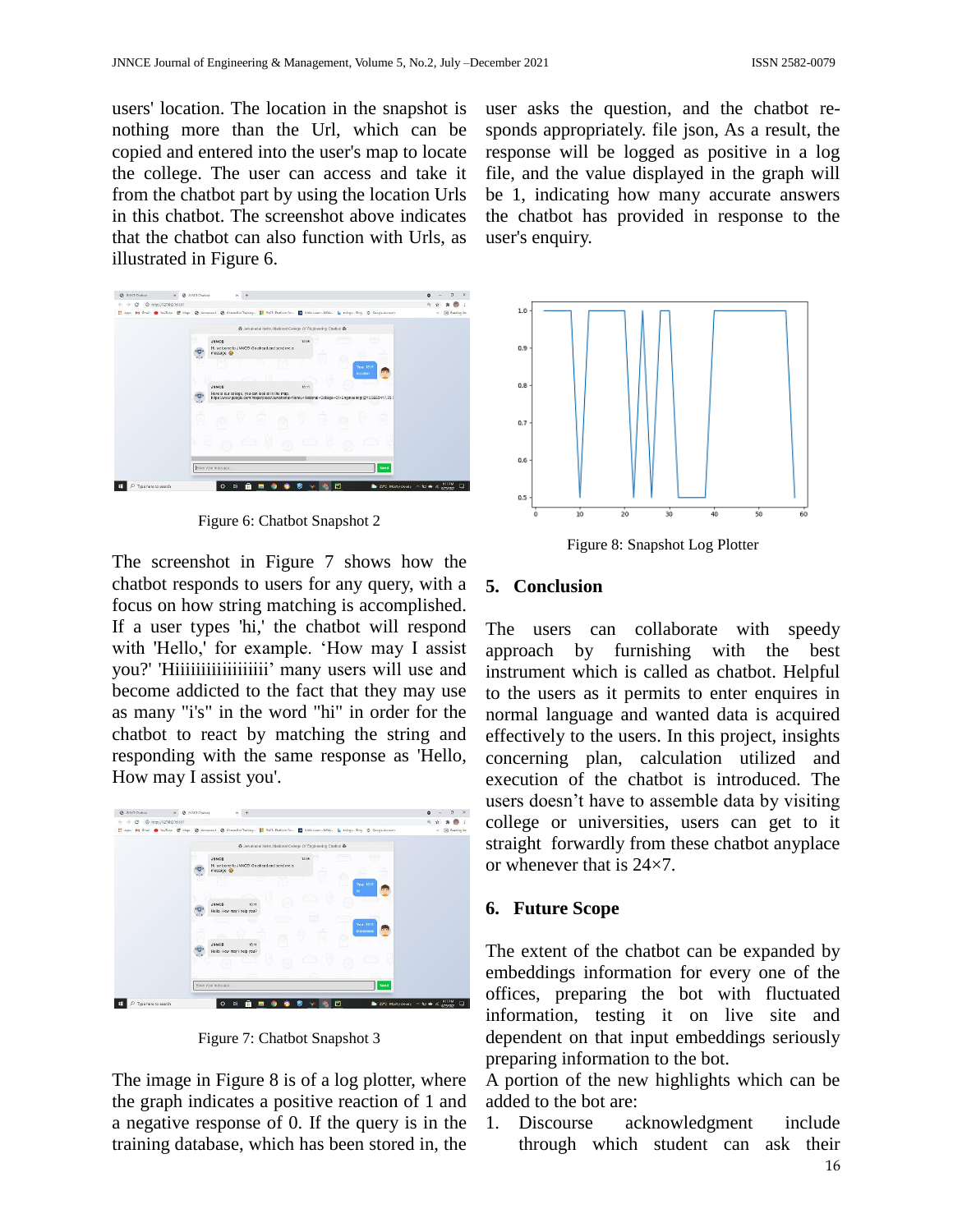users' location. The location in the snapshot is nothing more than the Url, which can be copied and entered into the user's map to locate the college. The user can access and take it from the chatbot part by using the location Urls in this chatbot. The screenshot above indicates that the chatbot can also function with Urls, as illustrated in Figure 6.

Figure 6: Chatbot Snapshot 2

The screenshot in Figure 7 shows how the chatbot responds to users for any query, with a focus on how string matching is accomplished. If a user types 'hi,' the chatbot will respond with 'Hello,' for example. 'How may I assist you?' 'Hiiiiiiiiiiiiiiiii' many users will use and become addicted to the fact that they may use as many "i's" in the word "hi" in order for the chatbot to react by matching the string and responding with the same response as 'Hello, How may I assist you'.

Figure 7: Chatbot Snapshot 3

The image in Figure 8 is of a log plotter, where the graph indicates a positive reaction of 1 and a negative response of 0. If the query is in the training database, which has been stored in, the user asks the question, and the chatbot re-sponds appropriately. file json, As a result, the response will be logged as positive in a log file, and the value displayed in the graph will be 1, indicating how many accurate answers the chatbot has provided in response to the user's enquiry.

Figure 8: Snapshot Log Plotter

## 5. Conclusion

The users can collaborate with speedy approach by furnishing with the best instrument which is called as chatbot. Helpful to the users as it permits to enter enquires in normal language and wanted data is acquired effectively to the users. In this project, insights concerning plan, calculation utilized and execution of the chatbot is introduced. The users doesn't have to assemble data by visiting college or universities, users can get to it straight forwardly from these chatbot anyplace or whenever that is 24×7.

## 6. Future Scope

The extent of the chatbot can be expanded by embeddings information for every one of the offices, preparing the bot with fluctuated information, testing it on live site and dependent on that input embeddings seriously preparing information to the bot.

A portion of the new highlights which can be added to the bot are:

1. Discourse acknowledgment include through which student can ask their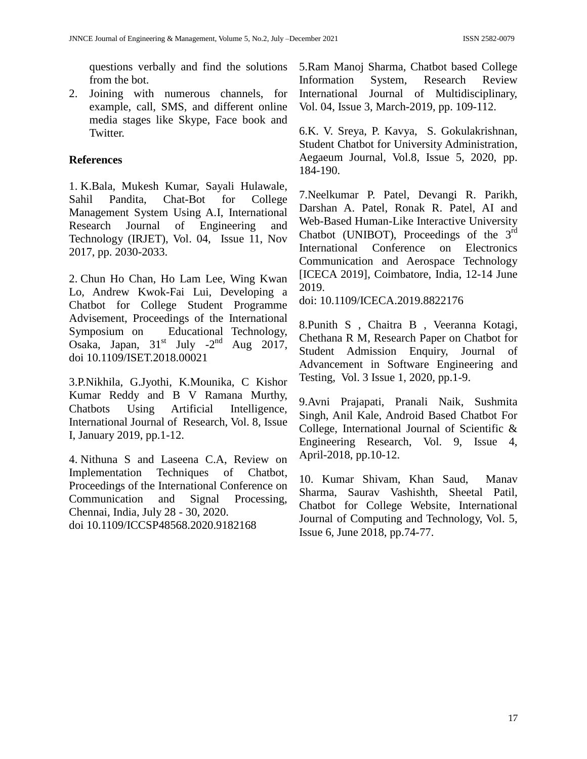questions verbally and find the solutions from the bot.

2. Joining with numerous channels, for example, call, SMS, and different online media stages like Skype, Face book and Twitter.

**References**

1. K.Bala, Mukesh Kumar, Sayali Hulawale, Sahil Pandita, Chat-Bot for College Management System Using A.I, International Research Journal of Engineering and Technology (IRJET), Vol. 04, Issue 11, Nov 2017, pp. 2030-2033.

2. Chun Ho Chan, Ho Lam Lee, Wing Kwan Lo, Andrew Kwok-Fai Lui, Developing a Chatbot for College Student Programme Advisement, Proceedings of the International Symposium on Educational Technology, Osaka, Japan, 31st July -2nd Aug 2017, doi 10.1109/ISET.2018.00021

3.P.Nikhila, G.Jyothi, K.Mounika, C Kishor Kumar Reddy and B V Ramana Murthy, Chatbots Using Artificial Intelligence, International Journal of Research, Vol. 8, Issue I, January 2019, pp.1-12.

4. Nithuna S and Laseena C.A, Review on Implementation Techniques of Chatbot, Proceedings of the International Conference on Communication and Signal Processing, Chennai, India, July 28 - 30, 2020. doi 10.1109/ICCSP48568.2020.9182168

5.Ram Manoj Sharma, Chatbot based College Information System, Research Review International Journal of Multidisciplinary, Vol. 04, Issue 3, March-2019, pp. 109-112.

6.K. V. Sreya, P. Kavya, S. Gokulakrishnan, Student Chatbot for University Administration, Aegaeum Journal, Vol.8, Issue 5, 2020, pp. 184-190.

7.Neelkumar P. Patel, Devangi R. Parikh, Darshan A. Patel, Ronak R. Patel, AI and Web-Based Human-Like Interactive University Chatbot (UNIBOT), Proceedings of the 3rd International Conference on Electronics Communication and Aerospace Technology [ICECA 2019], Coimbatore, India, 12-14 June 2019.
doi: 10.1109/ICECA.2019.8822176

8.Punith S , Chaitra B , Veeranna Kotagi, Chethana R M, Research Paper on Chatbot for Student Admission Enquiry, Journal of Advancement in Software Engineering and Testing, Vol. 3 Issue 1, 2020, pp.1-9.

9.Avni Prajapati, Pranali Naik, Sushmita Singh, Anil Kale, Android Based Chatbot For College, International Journal of Scientific & Engineering Research, Vol. 9, Issue 4, April-2018, pp.10-12.

10. Kumar Shivam, Khan Saud, Manav Sharma, Saurav Vashishth, Sheetal Patil, Chatbot for College Website, International Journal of Computing and Technology, Vol. 5, Issue 6, June 2018, pp.74-77.